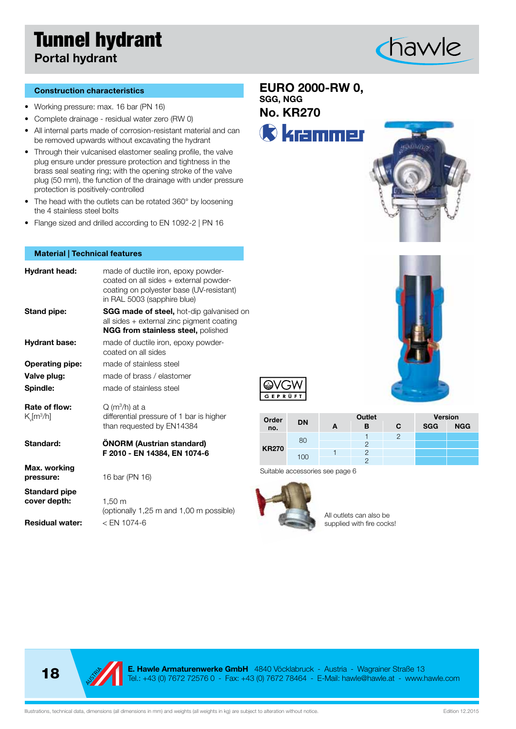# Tunnel hydrant

## Portal hydrant

### Construction characteristics

- Working pressure: max. 16 bar (PN 16)
- Complete drainage - residual water zero (RW 0)
- All internal parts made of corrosion-resistant material and can be removed upwards without excavating the hydrant
- Through their vulcanised elastomer sealing profile, the valve plug ensure under pressure protection and tightness in the brass seal seating ring; with the opening stroke of the valve plug (50 mm), the function of the drainage with under pressure protection is positively-controlled
- The head with the outlets can be rotated 360° by loosening the 4 stainless steel bolts
- Flange sized and drilled according to EN 1092-2 | PN 16

### Material | Technical features

**Hydrant head:** made of ductile iron, epoxy powder-coated on all sides + external powder-coating on polyester base (UV-resistant) in RAL 5003 (sapphire blue)

**Stand pipe:** **SGG made of steel,** hot-dip galvanised on all sides + external zinc pigment coating **NGG from stainless steel,** polished

**Hydrant base:** made of ductile iron, epoxy powder-coated on all sides

**Operating pipe:** made of stainless steel

**Valve plug:** made of brass / elastomer

**Spindle:** made of stainless steel

**Rate of flow:** $K_v$[m³/h] — Q (m³/h) at a differential pressure of 1 bar is higher than requested by EN14384

**Standard:** **ÖNORM (Austrian standard) F 2010 - EN 14384, EN 1074-6**

**Max. working pressure:** 16 bar (PN 16)

**Standard pipe cover depth:** 1,50 m (optionally 1,25 m and 1,00 m possible)

**Residual water:** < EN 1074-6

## EURO 2000-RW 0,

**SGG, NGG**

## No. KR270

| Order no. | DN | Outlet A | Outlet B | Outlet C | Version SGG | Version NGG |
|---|---|---|---|---|---|---|
| KR270 | 80 | | 1 | 2 | | |
| | | | 2 | | | |
| | 100 | 1 | 2 | | | |
| | | | 2 | | | |

Suitable accessories see page 6

All outlets can also be supplied with fire cocks!

**E. Hawle Armaturenwerke GmbH** 4840 Vöcklabruck - Austria - Wagrainer Straße 13
Tel.: +43 (0) 7672 72576 0 - Fax: +43 (0) 7672 78464 - E-Mail: hawle@hawle.at - www.hawle.com

Illustrations, technical data, dimensions (all dimensions in mm) and weights (all weights in kg) are subject to alteration without notice.

Edition 12.2015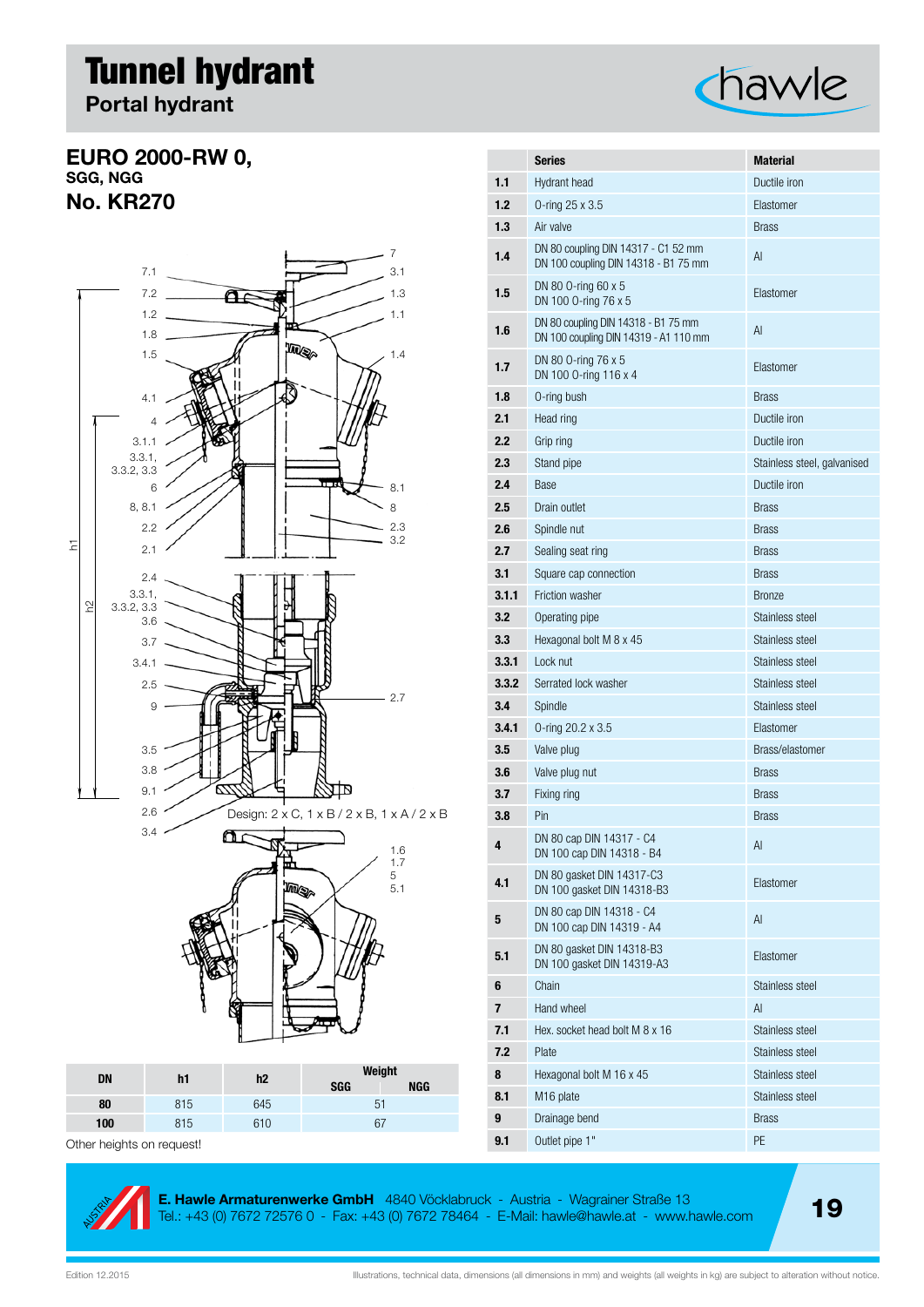# Tunnel hydrant

## Portal hydrant

hawle

## EURO 2000-RW 0,

### SGG, NGG

## No. KR270

Design: 2 x C, 1 x B / 2 x B, 1 x A / 2 x B

| DN | h1 | h2 | Weight SGG | Weight NGG |
|---|---|---|---|---|
| 80 | 815 | 645 | 51 | |
| 100 | 815 | 610 | 67 | |

Other heights on request!

| | Series | Material |
|---|---|---|
| 1.1 | Hydrant head | Ductile iron |
| 1.2 | O-ring 25 x 3.5 | Elastomer |
| 1.3 | Air valve | Brass |
| 1.4 | DN 80 coupling DIN 14317 - C1 52 mm<br>DN 100 coupling DIN 14318 - B1 75 mm | Al |
| 1.5 | DN 80 O-ring 60 x 5<br>DN 100 O-ring 76 x 5 | Elastomer |
| 1.6 | DN 80 coupling DIN 14318 - B1 75 mm<br>DN 100 coupling DIN 14319 - A1 110 mm | Al |
| 1.7 | DN 80 O-ring 76 x 5<br>DN 100 O-ring 116 x 4 | Elastomer |
| 1.8 | O-ring bush | Brass |
| 2.1 | Head ring | Ductile iron |
| 2.2 | Grip ring | Ductile iron |
| 2.3 | Stand pipe | Stainless steel, galvanised |
| 2.4 | Base | Ductile iron |
| 2.5 | Drain outlet | Brass |
| 2.6 | Spindle nut | Brass |
| 2.7 | Sealing seat ring | Brass |
| 3.1 | Square cap connection | Brass |
| 3.1.1 | Friction washer | Bronze |
| 3.2 | Operating pipe | Stainless steel |
| 3.3 | Hexagonal bolt M 8 x 45 | Stainless steel |
| 3.3.1 | Lock nut | Stainless steel |
| 3.3.2 | Serrated lock washer | Stainless steel |
| 3.4 | Spindle | Stainless steel |
| 3.4.1 | O-ring 20.2 x 3.5 | Elastomer |
| 3.5 | Valve plug | Brass/elastomer |
| 3.6 | Valve plug nut | Brass |
| 3.7 | Fixing ring | Brass |
| 3.8 | Pin | Brass |
| 4 | DN 80 cap DIN 14317 - C4<br>DN 100 cap DIN 14318 - B4 | Al |
| 4.1 | DN 80 gasket DIN 14317-C3<br>DN 100 gasket DIN 14318-B3 | Elastomer |
| 5 | DN 80 cap DIN 14318 - C4<br>DN 100 cap DIN 14319 - A4 | Al |
| 5.1 | DN 80 gasket DIN 14318-B3<br>DN 100 gasket DIN 14319-A3 | Elastomer |
| 6 | Chain | Stainless steel |
| 7 | Hand wheel | Al |
| 7.1 | Hex. socket head bolt M 8 x 16 | Stainless steel |
| 7.2 | Plate | Stainless steel |
| 8 | Hexagonal bolt M 16 x 45 | Stainless steel |
| 8.1 | M16 plate | Stainless steel |
| 9 | Drainage bend | Brass |
| 9.1 | Outlet pipe 1" | PE |

**E. Hawle Armaturenwerke GmbH** 4840 Vöcklabruck - Austria - Wagrainer Straße 13
Tel.: +43 (0) 7672 72576 0 - Fax: +43 (0) 7672 78464 - E-Mail: hawle@hawle.at - www.hawle.com

Edition 12.2015

Illustrations, technical data, dimensions (all dimensions in mm) and weights (all weights in kg) are subject to alteration without notice.